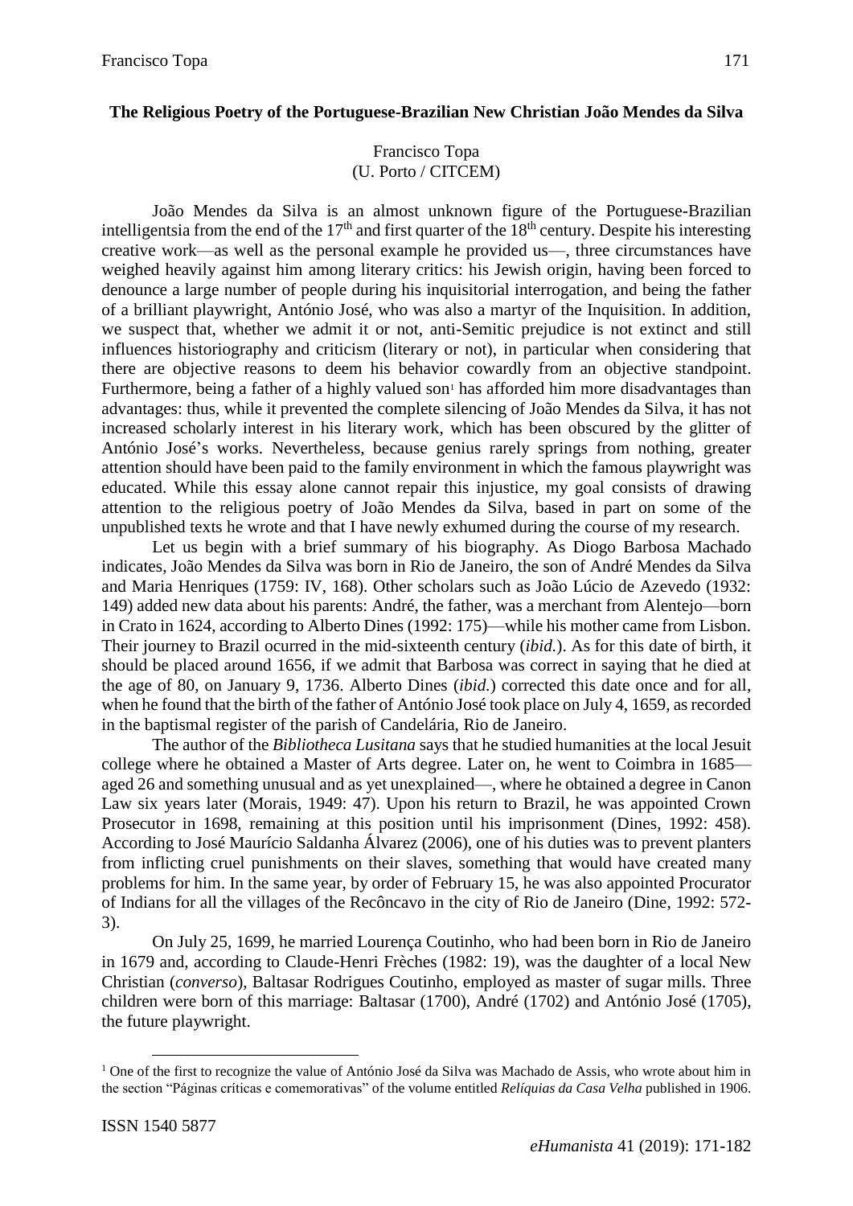# The Religious Poetry of the Portuguese-Brazilian New Christian João Mendes da Silva

Francisco Topa
(U. Porto / CITCEM)

João Mendes da Silva is an almost unknown figure of the Portuguese-Brazilian intelligentsia from the end of the 17th and first quarter of the 18th century. Despite his interesting creative work—as well as the personal example he provided us—, three circumstances have weighed heavily against him among literary critics: his Jewish origin, having been forced to denounce a large number of people during his inquisitorial interrogation, and being the father of a brilliant playwright, António José, who was also a martyr of the Inquisition. In addition, we suspect that, whether we admit it or not, anti-Semitic prejudice is not extinct and still influences historiography and criticism (literary or not), in particular when considering that there are objective reasons to deem his behavior cowardly from an objective standpoint. Furthermore, being a father of a highly valued son[1] has afforded him more disadvantages than advantages: thus, while it prevented the complete silencing of João Mendes da Silva, it has not increased scholarly interest in his literary work, which has been obscured by the glitter of António José's works. Nevertheless, because genius rarely springs from nothing, greater attention should have been paid to the family environment in which the famous playwright was educated. While this essay alone cannot repair this injustice, my goal consists of drawing attention to the religious poetry of João Mendes da Silva, based in part on some of the unpublished texts he wrote and that I have newly exhumed during the course of my research.

Let us begin with a brief summary of his biography. As Diogo Barbosa Machado indicates, João Mendes da Silva was born in Rio de Janeiro, the son of André Mendes da Silva and Maria Henriques (1759: IV, 168). Other scholars such as João Lúcio de Azevedo (1932: 149) added new data about his parents: André, the father, was a merchant from Alentejo—born in Crato in 1624, according to Alberto Dines (1992: 175)—while his mother came from Lisbon. Their journey to Brazil ocurred in the mid-sixteenth century (*ibid.*). As for this date of birth, it should be placed around 1656, if we admit that Barbosa was correct in saying that he died at the age of 80, on January 9, 1736. Alberto Dines (*ibid.*) corrected this date once and for all, when he found that the birth of the father of António José took place on July 4, 1659, as recorded in the baptismal register of the parish of Candelária, Rio de Janeiro.

The author of the *Bibliotheca Lusitana* says that he studied humanities at the local Jesuit college where he obtained a Master of Arts degree. Later on, he went to Coimbra in 1685—aged 26 and something unusual and as yet unexplained—, where he obtained a degree in Canon Law six years later (Morais, 1949: 47). Upon his return to Brazil, he was appointed Crown Prosecutor in 1698, remaining at this position until his imprisonment (Dines, 1992: 458). According to José Maurício Saldanha Álvarez (2006), one of his duties was to prevent planters from inflicting cruel punishments on their slaves, something that would have created many problems for him. In the same year, by order of February 15, he was also appointed Procurator of Indians for all the villages of the Recôncavo in the city of Rio de Janeiro (Dine, 1992: 572-3).

On July 25, 1699, he married Lourença Coutinho, who had been born in Rio de Janeiro in 1679 and, according to Claude-Henri Frèches (1982: 19), was the daughter of a local New Christian (*converso*), Baltasar Rodrigues Coutinho, employed as master of sugar mills. Three children were born of this marriage: Baltasar (1700), André (1702) and António José (1705), the future playwright.

---

[1] One of the first to recognize the value of António José da Silva was Machado de Assis, who wrote about him in the section "Páginas críticas e comemorativas" of the volume entitled *Relíquias da Casa Velha* published in 1906.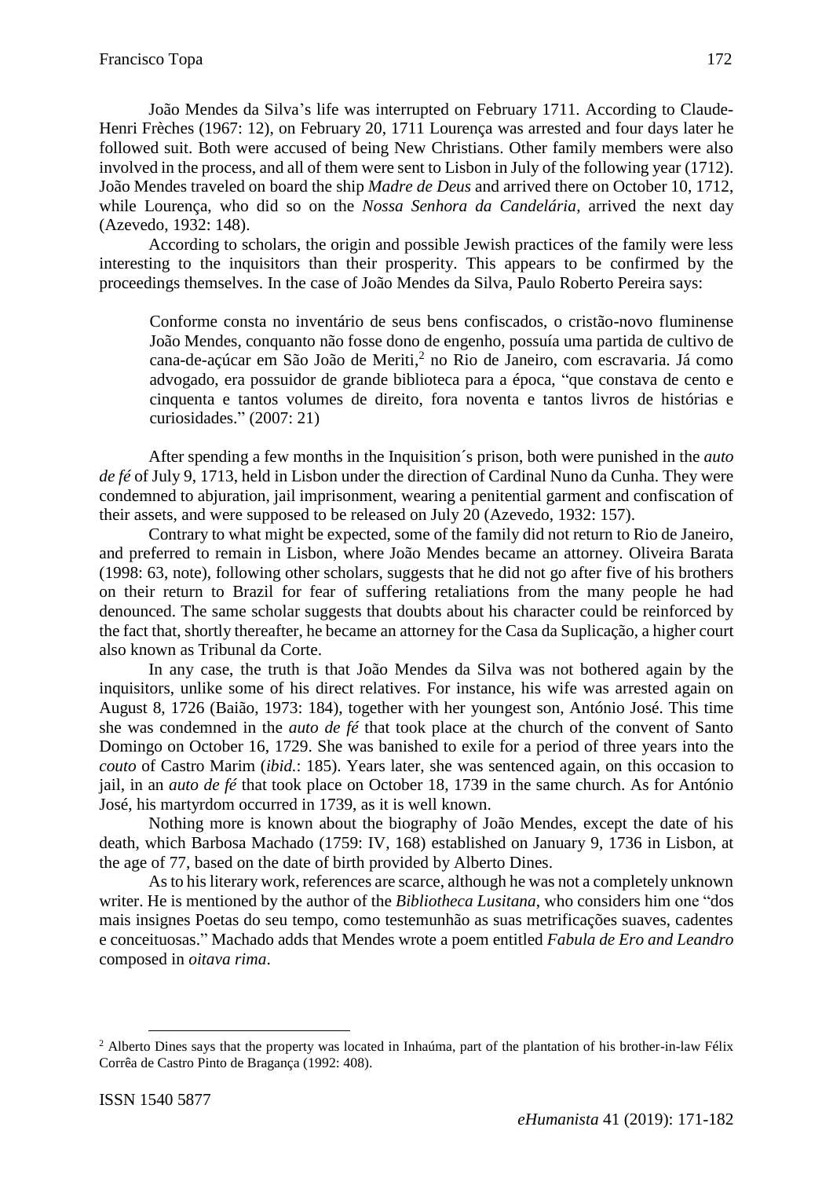João Mendes da Silva's life was interrupted on February 1711. According to Claude-Henri Frèches (1967: 12), on February 20, 1711 Lourença was arrested and four days later he followed suit. Both were accused of being New Christians. Other family members were also involved in the process, and all of them were sent to Lisbon in July of the following year (1712). João Mendes traveled on board the ship *Madre de Deus* and arrived there on October 10, 1712, while Lourença, who did so on the *Nossa Senhora da Candelária*, arrived the next day (Azevedo, 1932: 148).

According to scholars, the origin and possible Jewish practices of the family were less interesting to the inquisitors than their prosperity. This appears to be confirmed by the proceedings themselves. In the case of João Mendes da Silva, Paulo Roberto Pereira says:

> Conforme consta no inventário de seus bens confiscados, o cristão-novo fluminense João Mendes, conquanto não fosse dono de engenho, possuía uma partida de cultivo de cana-de-açúcar em São João de Meriti,[2] no Rio de Janeiro, com escravaria. Já como advogado, era possuidor de grande biblioteca para a época, "que constava de cento e cinquenta e tantos volumes de direito, fora noventa e tantos livros de histórias e curiosidades." (2007: 21)

After spending a few months in the Inquisition´s prison, both were punished in the *auto de fé* of July 9, 1713, held in Lisbon under the direction of Cardinal Nuno da Cunha. They were condemned to abjuration, jail imprisonment, wearing a penitential garment and confiscation of their assets, and were supposed to be released on July 20 (Azevedo, 1932: 157).

Contrary to what might be expected, some of the family did not return to Rio de Janeiro, and preferred to remain in Lisbon, where João Mendes became an attorney. Oliveira Barata (1998: 63, note), following other scholars, suggests that he did not go after five of his brothers on their return to Brazil for fear of suffering retaliations from the many people he had denounced. The same scholar suggests that doubts about his character could be reinforced by the fact that, shortly thereafter, he became an attorney for the Casa da Suplicação, a higher court also known as Tribunal da Corte.

In any case, the truth is that João Mendes da Silva was not bothered again by the inquisitors, unlike some of his direct relatives. For instance, his wife was arrested again on August 8, 1726 (Baião, 1973: 184), together with her youngest son, António José. This time she was condemned in the *auto de fé* that took place at the church of the convent of Santo Domingo on October 16, 1729. She was banished to exile for a period of three years into the *couto* of Castro Marim (*ibid.*: 185). Years later, she was sentenced again, on this occasion to jail, in an *auto de fé* that took place on October 18, 1739 in the same church. As for António José, his martyrdom occurred in 1739, as it is well known.

Nothing more is known about the biography of João Mendes, except the date of his death, which Barbosa Machado (1759: IV, 168) established on January 9, 1736 in Lisbon, at the age of 77, based on the date of birth provided by Alberto Dines.

As to his literary work, references are scarce, although he was not a completely unknown writer. He is mentioned by the author of the *Bibliotheca Lusitana*, who considers him one "dos mais insignes Poetas do seu tempo, como testemunhão as suas metrificações suaves, cadentes e conceituosas." Machado adds that Mendes wrote a poem entitled *Fabula de Ero and Leandro* composed in *oitava rima*.

---

[2] Alberto Dines says that the property was located in Inhaúma, part of the plantation of his brother-in-law Félix Corrêa de Castro Pinto de Bragança (1992: 408).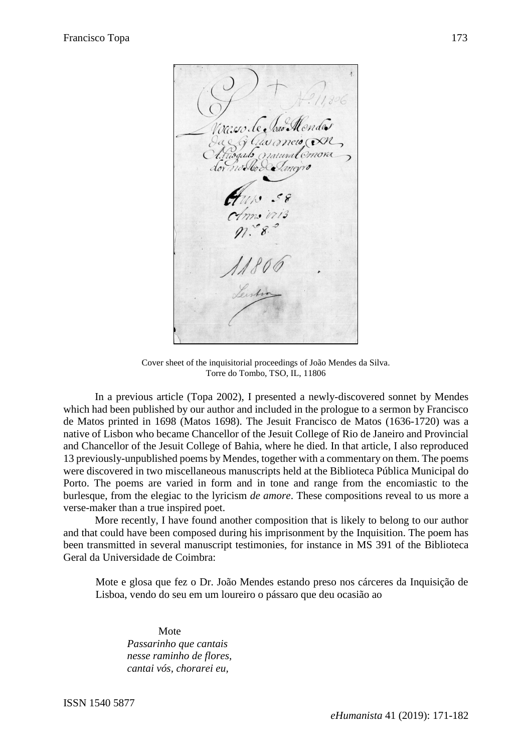Cover sheet of the inquisitorial proceedings of João Mendes da Silva.
Torre do Tombo, TSO, IL, 11806

In a previous article (Topa 2002), I presented a newly-discovered sonnet by Mendes which had been published by our author and included in the prologue to a sermon by Francisco de Matos printed in 1698 (Matos 1698). The Jesuit Francisco de Matos (1636-1720) was a native of Lisbon who became Chancellor of the Jesuit College of Rio de Janeiro and Provincial and Chancellor of the Jesuit College of Bahia, where he died. In that article, I also reproduced 13 previously-unpublished poems by Mendes, together with a commentary on them. The poems were discovered in two miscellaneous manuscripts held at the Biblioteca Pública Municipal do Porto. The poems are varied in form and in tone and range from the encomiastic to the burlesque, from the elegiac to the lyricism *de amore*. These compositions reveal to us more a verse-maker than a true inspired poet.

More recently, I have found another composition that is likely to belong to our author and that could have been composed during his imprisonment by the Inquisition. The poem has been transmitted in several manuscript testimonies, for instance in MS 391 of the Biblioteca Geral da Universidade de Coimbra:

> Mote e glosa que fez o Dr. João Mendes estando preso nos cárceres da Inquisição de Lisboa, vendo do seu em um loureiro o pássaro que deu ocasião ao
>
> Mote
> *Passarinho que cantais*
> *nesse raminho de flores,*
> *cantai vós, chorarei eu,*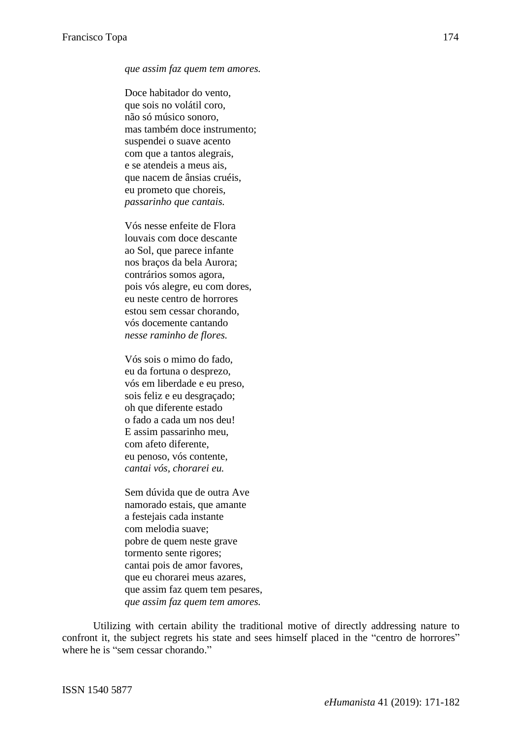*que assim faz quem tem amores.*

Doce habitador do vento,  
que sois no volátil coro,  
não só músico sonoro,  
mas também doce instrumento;  
suspendei o suave acento  
com que a tantos alegrais,  
e se atendeis a meus ais,  
que nacem de ânsias cruéis,  
eu prometo que choreis,  
*passarinho que cantais.*

Vós nesse enfeite de Flora  
louvais com doce descante  
ao Sol, que parece infante  
nos braços da bela Aurora;  
contrários somos agora,  
pois vós alegre, eu com dores,  
eu neste centro de horrores  
estou sem cessar chorando,  
vós docemente cantando  
*nesse raminho de flores.*

Vós sois o mimo do fado,  
eu da fortuna o desprezo,  
vós em liberdade e eu preso,  
sois feliz e eu desgraçado;  
oh que diferente estado  
o fado a cada um nos deu!  
E assim passarinho meu,  
com afeto diferente,  
eu penoso, vós contente,  
*cantai vós, chorarei eu.*

Sem dúvida que de outra Ave  
namorado estais, que amante  
a festejais cada instante  
com melodia suave;  
pobre de quem neste grave  
tormento sente rigores;  
cantai pois de amor favores,  
que eu chorarei meus azares,  
que assim faz quem tem pesares,  
*que assim faz quem tem amores.*

Utilizing with certain ability the traditional motive of directly addressing nature to confront it, the subject regrets his state and sees himself placed in the "centro de horrores" where he is "sem cessar chorando."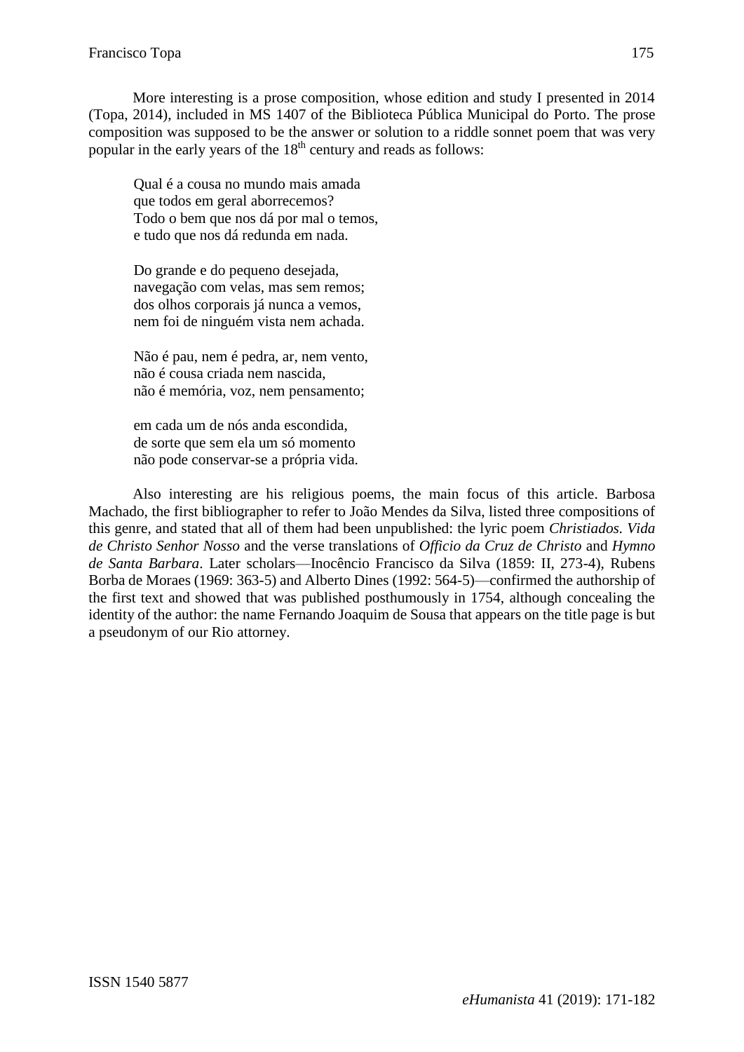More interesting is a prose composition, whose edition and study I presented in 2014 (Topa, 2014), included in MS 1407 of the Biblioteca Pública Municipal do Porto. The prose composition was supposed to be the answer or solution to a riddle sonnet poem that was very popular in the early years of the 18th century and reads as follows:

> Qual é a cousa no mundo mais amada
> que todos em geral aborrecemos?
> Todo o bem que nos dá por mal o temos,
> e tudo que nos dá redunda em nada.
>
> Do grande e do pequeno desejada,
> navegação com velas, mas sem remos;
> dos olhos corporais já nunca a vemos,
> nem foi de ninguém vista nem achada.
>
> Não é pau, nem é pedra, ar, nem vento,
> não é cousa criada nem nascida,
> não é memória, voz, nem pensamento;
>
> em cada um de nós anda escondida,
> de sorte que sem ela um só momento
> não pode conservar-se a própria vida.

Also interesting are his religious poems, the main focus of this article. Barbosa Machado, the first bibliographer to refer to João Mendes da Silva, listed three compositions of this genre, and stated that all of them had been unpublished: the lyric poem *Christiados. Vida de Christo Senhor Nosso* and the verse translations of *Officio da Cruz de Christo* and *Hymno de Santa Barbara*. Later scholars—Inocêncio Francisco da Silva (1859: II, 273-4), Rubens Borba de Moraes (1969: 363-5) and Alberto Dines (1992: 564-5)—confirmed the authorship of the first text and showed that was published posthumously in 1754, although concealing the identity of the author: the name Fernando Joaquim de Sousa that appears on the title page is but a pseudonym of our Rio attorney.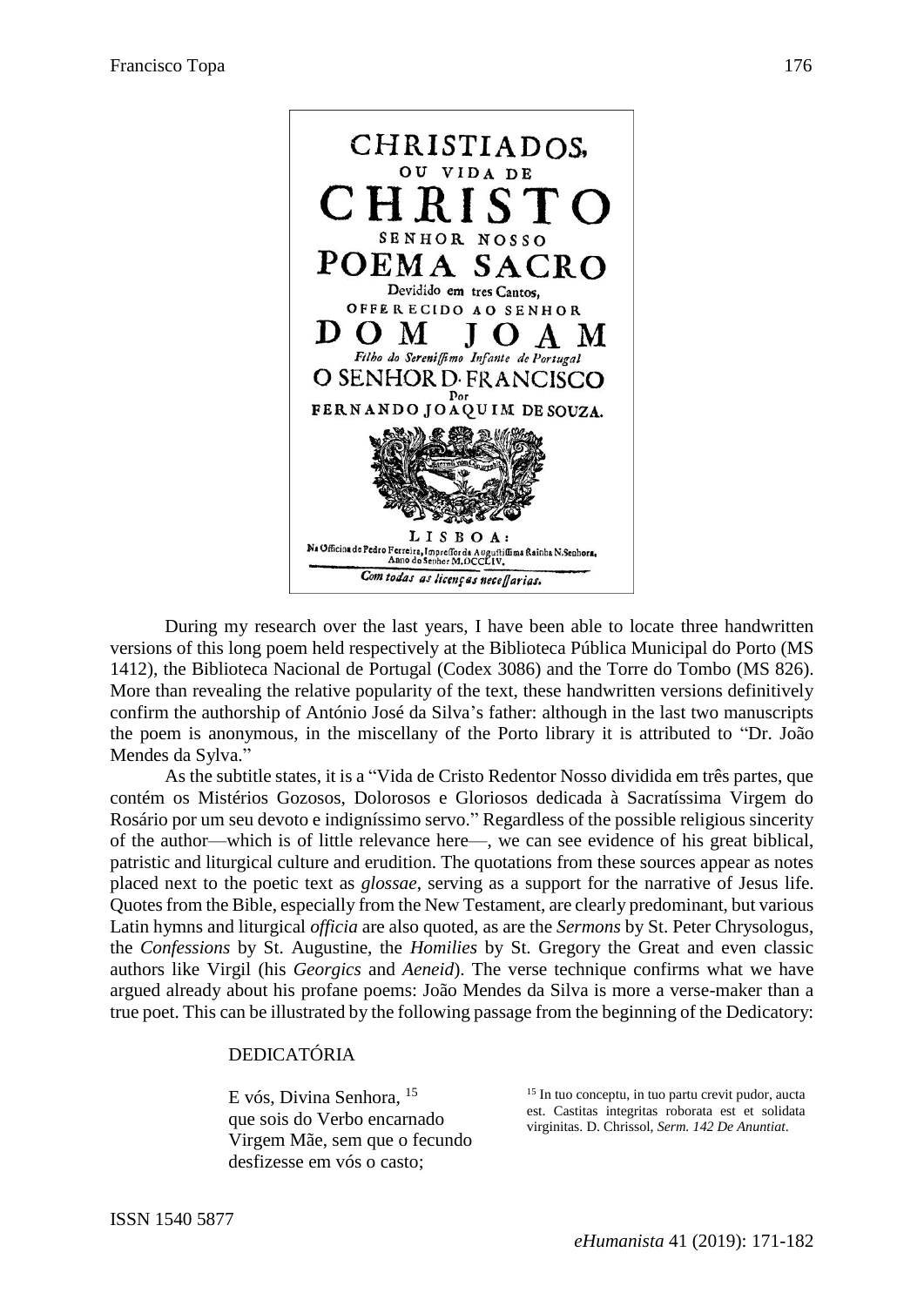CHRISTIADOS,
OU VIDA DE
CHRISTO
SENHOR NOSSO
POEMA SACRO
Devidido em tres Cantos,
OFFERECIDO AO SENHOR
DOM JOAM
*Filho do Sereniſſimo Infante de Portugal*
O SENHOR D. FRANCISCO
Por
FERNANDO JOAQUIM DE SOUZA.

LISBOA:
Na Officina de Pedro Ferreira, Impreſſor da Auguſtiſſima Rainha N.Senhora,
Anno do Senhor M.DCCLIV.
*Com todas as licenças neceſſarias.*

During my research over the last years, I have been able to locate three handwritten versions of this long poem held respectively at the Biblioteca Pública Municipal do Porto (MS 1412), the Biblioteca Nacional de Portugal (Codex 3086) and the Torre do Tombo (MS 826). More than revealing the relative popularity of the text, these handwritten versions definitively confirm the authorship of António José da Silva's father: although in the last two manuscripts the poem is anonymous, in the miscellany of the Porto library it is attributed to "Dr. João Mendes da Sylva."

As the subtitle states, it is a "Vida de Cristo Redentor Nosso dividida em três partes, que contém os Mistérios Gozosos, Dolorosos e Gloriosos dedicada à Sacratíssima Virgem do Rosário por um seu devoto e indigníssimo servo." Regardless of the possible religious sincerity of the author—which is of little relevance here—, we can see evidence of his great biblical, patristic and liturgical culture and erudition. The quotations from these sources appear as notes placed next to the poetic text as *glossae*, serving as a support for the narrative of Jesus life. Quotes from the Bible, especially from the New Testament, are clearly predominant, but various Latin hymns and liturgical *officia* are also quoted, as are the *Sermons* by St. Peter Chrysologus, the *Confessions* by St. Augustine, the *Homilies* by St. Gregory the Great and even classic authors like Virgil (his *Georgics* and *Aeneid*). The verse technique confirms what we have argued already about his profane poems: João Mendes da Silva is more a verse-maker than a true poet. This can be illustrated by the following passage from the beginning of the Dedicatory:

DEDICATÓRIA

E vós, Divina Senhora, [15]
que sois do Verbo encarnado
Virgem Mãe, sem que o fecundo
desfizesse em vós o casto;

[15] In tuo conceptu, in tuo partu crevit pudor, aucta est. Castitas integritas roborata est et solidata virginitas. D. Chrissol, *Serm. 142 De Anuntiat*.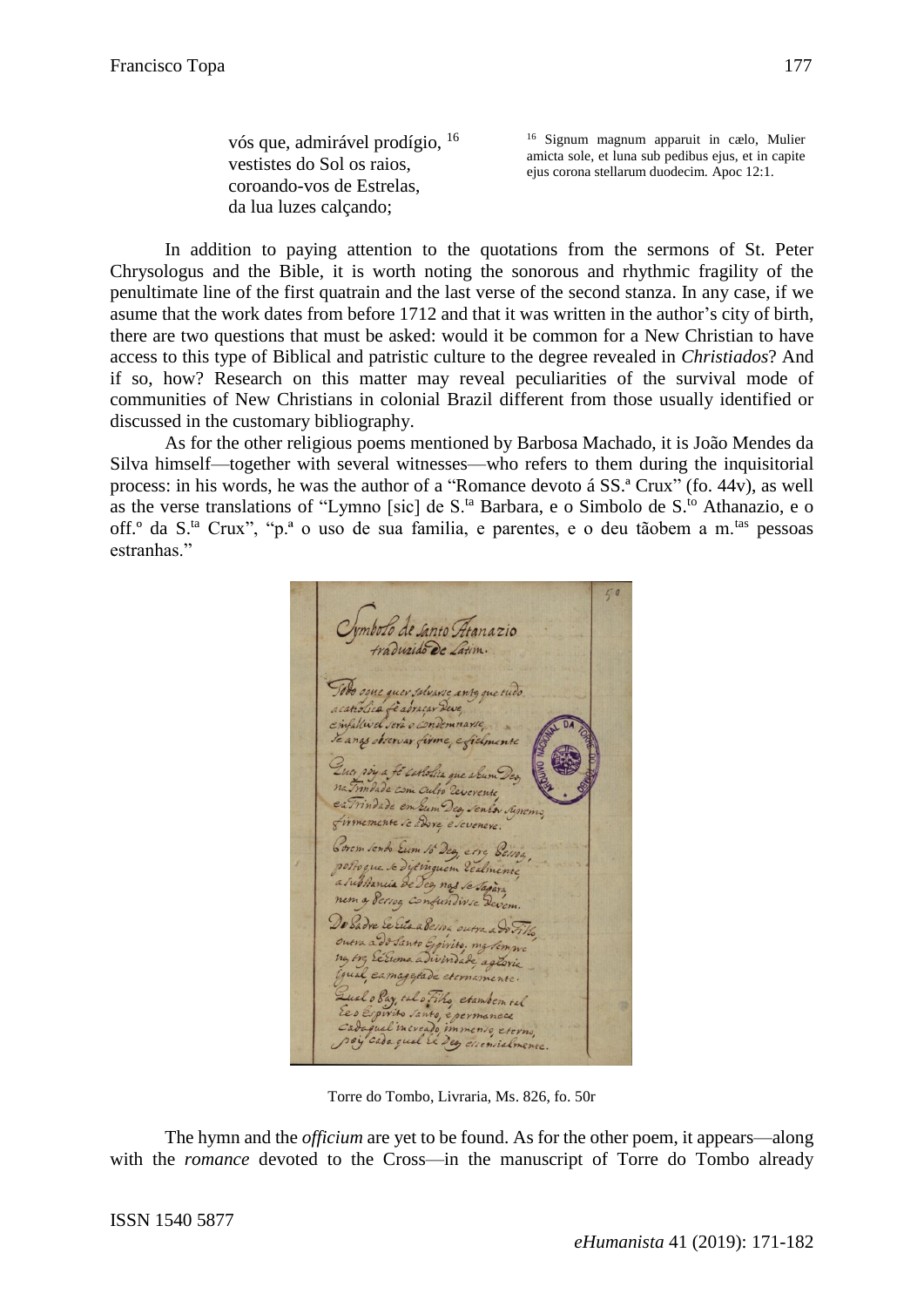vós que, admirável prodígio, [16]
vestistes do Sol os raios,
coroando-vos de Estrelas,
da lua luzes calçando;

[16] Signum magnum apparuit in cælo, Mulier amicta sole, et luna sub pedibus ejus, et in capite ejus corona stellarum duodecim. Apoc 12:1.

In addition to paying attention to the quotations from the sermons of St. Peter Chrysologus and the Bible, it is worth noting the sonorous and rhythmic fragility of the penultimate line of the first quatrain and the last verse of the second stanza. In any case, if we asume that the work dates from before 1712 and that it was written in the author's city of birth, there are two questions that must be asked: would it be common for a New Christian to have access to this type of Biblical and patristic culture to the degree revealed in *Christiados*? And if so, how? Research on this matter may reveal peculiarities of the survival mode of communities of New Christians in colonial Brazil different from those usually identified or discussed in the customary bibliography.

As for the other religious poems mentioned by Barbosa Machado, it is João Mendes da Silva himself—together with several witnesses—who refers to them during the inquisitorial process: in his words, he was the author of a "Romance devoto á SS.ª Crux" (fo. 44v), as well as the verse translations of "Lymno [sic] de S.ta Barbara, e o Simbolo de S.to Athanazio, e o off.º da S.ta Crux", "p.ª o uso de sua familia, e parentes, e o deu tãobem a m.tas pessoas estranhas."

Torre do Tombo, Livraria, Ms. 826, fo. 50r

The hymn and the *officium* are yet to be found. As for the other poem, it appears—along with the *romance* devoted to the Cross—in the manuscript of Torre do Tombo already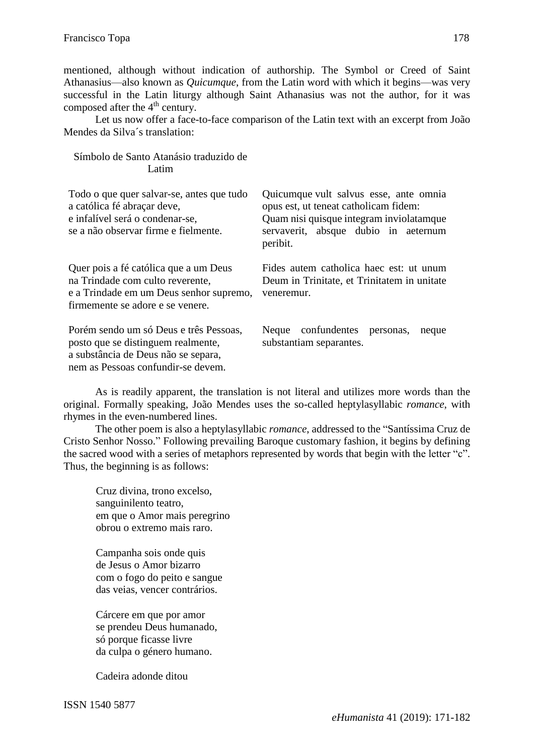mentioned, although without indication of authorship. The Symbol or Creed of Saint Athanasius—also known as *Quicumque*, from the Latin word with which it begins—was very successful in the Latin liturgy although Saint Athanasius was not the author, for it was composed after the 4th century.

Let us now offer a face-to-face comparison of the Latin text with an excerpt from João Mendes da Silva´s translation:

| Símbolo de Santo Atanásio traduzido de Latim | |
|---|---|
| Todo o que quer salvar-se, antes que tudo<br>a católica fé abraçar deve,<br>e infalível será o condenar-se,<br>se a não observar firme e fielmente. | Quicumque vult salvus esse, ante omnia opus est, ut teneat catholicam fidem:<br>Quam nisi quisque integram inviolatamque servaverit, absque dubio in aeternum peribit. |
| Quer pois a fé católica que a um Deus<br>na Trindade com culto reverente,<br>e a Trindade em um Deus senhor supremo,<br>firmemente se adore e se venere. | Fides autem catholica haec est: ut unum Deum in Trinitate, et Trinitatem in unitate veneremur. |
| Porém sendo um só Deus e três Pessoas,<br>posto que se distinguem realmente,<br>a substância de Deus não se separa,<br>nem as Pessoas confundir-se devem. | Neque confundentes personas, neque substantiam separantes. |

As is readily apparent, the translation is not literal and utilizes more words than the original. Formally speaking, João Mendes uses the so-called heptylasyllabic *romance*, with rhymes in the even-numbered lines.

The other poem is also a heptylasyllabic *romance*, addressed to the "Santíssima Cruz de Cristo Senhor Nosso." Following prevailing Baroque customary fashion, it begins by defining the sacred wood with a series of metaphors represented by words that begin with the letter "c". Thus, the beginning is as follows:

> Cruz divina, trono excelso,
> sanguinilento teatro,
> em que o Amor mais peregrino
> obrou o extremo mais raro.
>
> Campanha sois onde quis
> de Jesus o Amor bizarro
> com o fogo do peito e sangue
> das veias, vencer contrários.
>
> Cárcere em que por amor
> se prendeu Deus humanado,
> só porque ficasse livre
> da culpa o género humano.
>
> Cadeira adonde ditou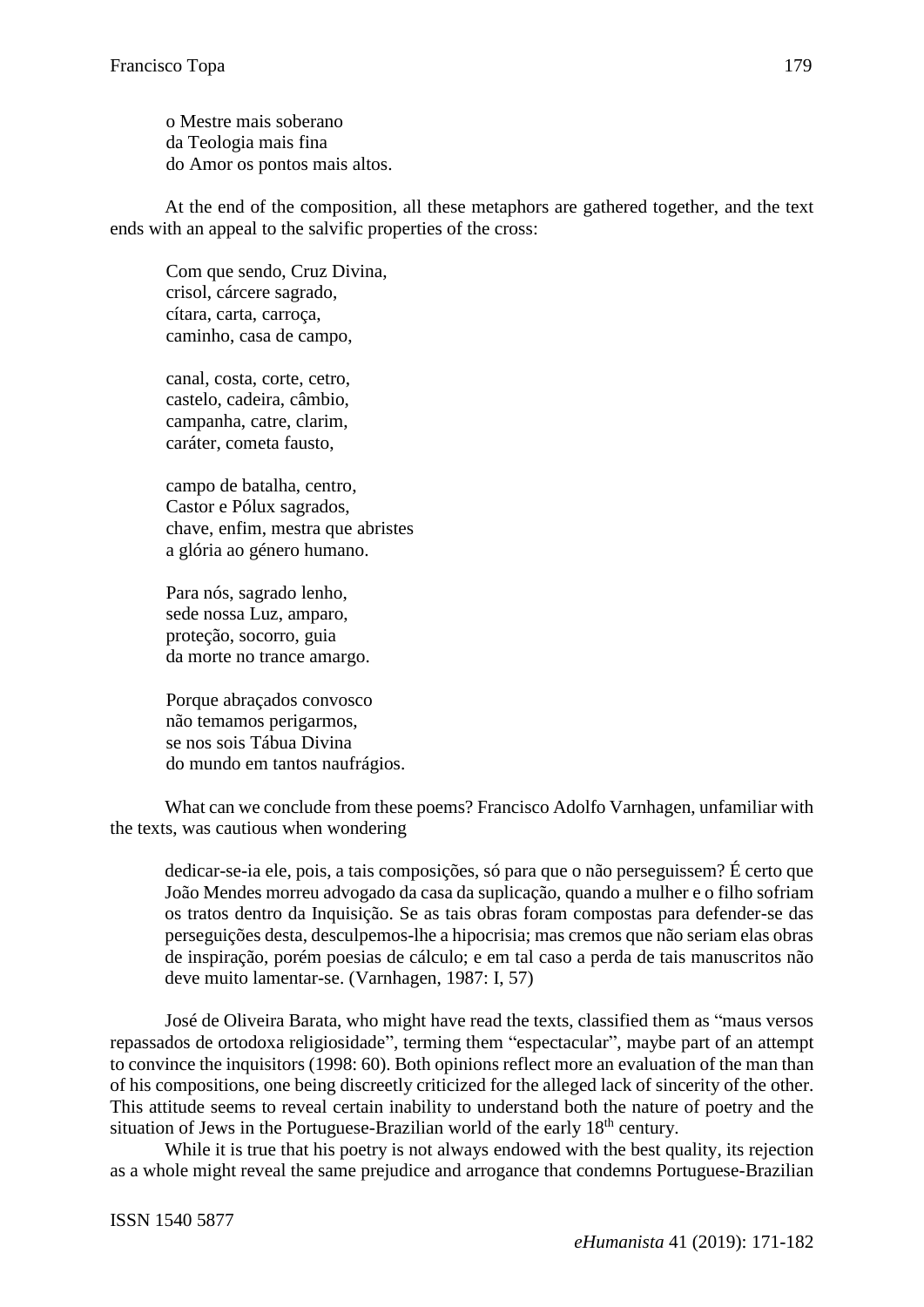o Mestre mais soberano  
da Teologia mais fina  
do Amor os pontos mais altos.

At the end of the composition, all these metaphors are gathered together, and the text ends with an appeal to the salvific properties of the cross:

Com que sendo, Cruz Divina,  
crisol, cárcere sagrado,  
cítara, carta, carroça,  
caminho, casa de campo,

canal, costa, corte, cetro,  
castelo, cadeira, câmbio,  
campanha, catre, clarim,  
caráter, cometa fausto,

campo de batalha, centro,  
Castor e Pólux sagrados,  
chave, enfim, mestra que abristes  
a glória ao género humano.

Para nós, sagrado lenho,  
sede nossa Luz, amparo,  
proteção, socorro, guia  
da morte no trance amargo.

Porque abraçados convosco  
não temamos perigarmos,  
se nos sois Tábua Divina  
do mundo em tantos naufrágios.

What can we conclude from these poems? Francisco Adolfo Varnhagen, unfamiliar with the texts, was cautious when wondering

> dedicar-se-ia ele, pois, a tais composições, só para que o não perseguissem? É certo que João Mendes morreu advogado da casa da suplicação, quando a mulher e o filho sofriam os tratos dentro da Inquisição. Se as tais obras foram compostas para defender-se das perseguições desta, desculpemos-lhe a hipocrisia; mas cremos que não seriam elas obras de inspiração, porém poesias de cálculo; e em tal caso a perda de tais manuscritos não deve muito lamentar-se. (Varnhagen, 1987: I, 57)

José de Oliveira Barata, who might have read the texts, classified them as "maus versos repassados de ortodoxa religiosidade", terming them "espectacular", maybe part of an attempt to convince the inquisitors (1998: 60). Both opinions reflect more an evaluation of the man than of his compositions, one being discreetly criticized for the alleged lack of sincerity of the other. This attitude seems to reveal certain inability to understand both the nature of poetry and the situation of Jews in the Portuguese-Brazilian world of the early 18th century.

While it is true that his poetry is not always endowed with the best quality, its rejection as a whole might reveal the same prejudice and arrogance that condemns Portuguese-Brazilian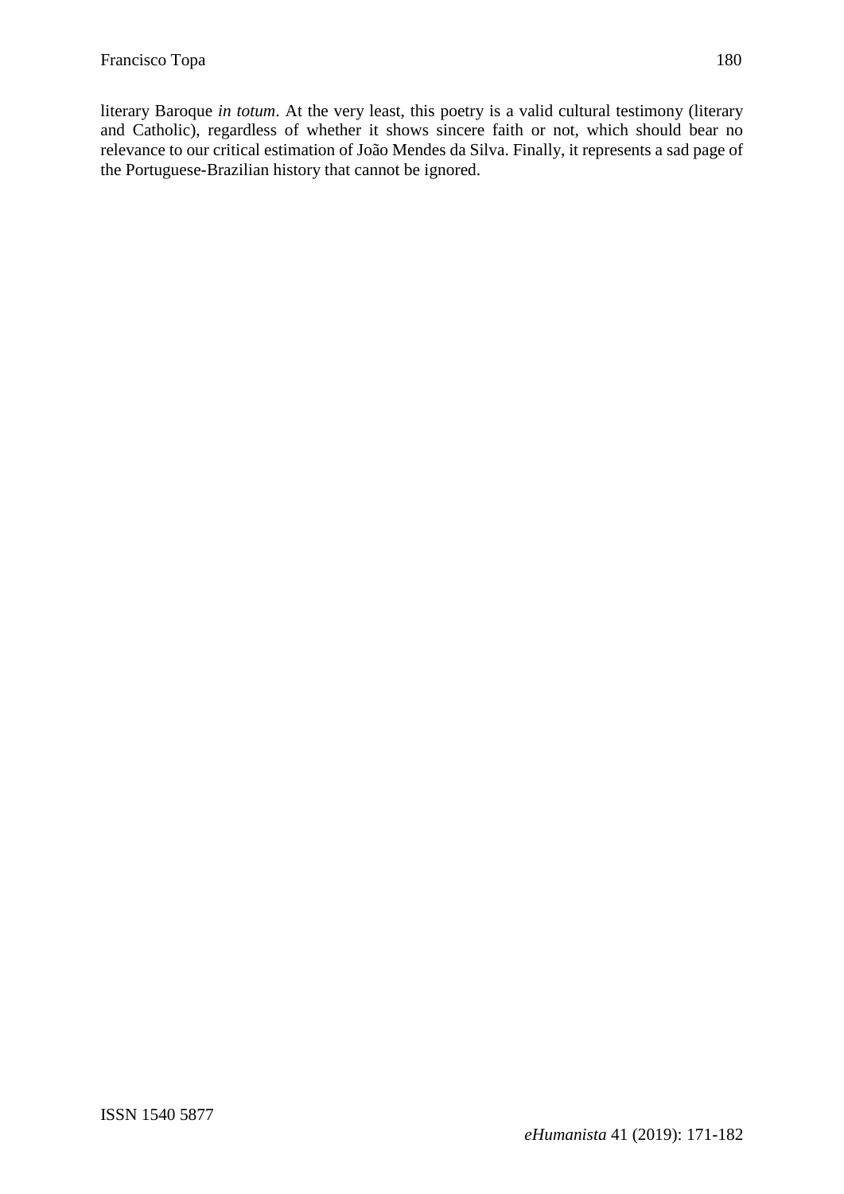literary Baroque *in totum*. At the very least, this poetry is a valid cultural testimony (literary and Catholic), regardless of whether it shows sincere faith or not, which should bear no relevance to our critical estimation of João Mendes da Silva. Finally, it represents a sad page of the Portuguese-Brazilian history that cannot be ignored.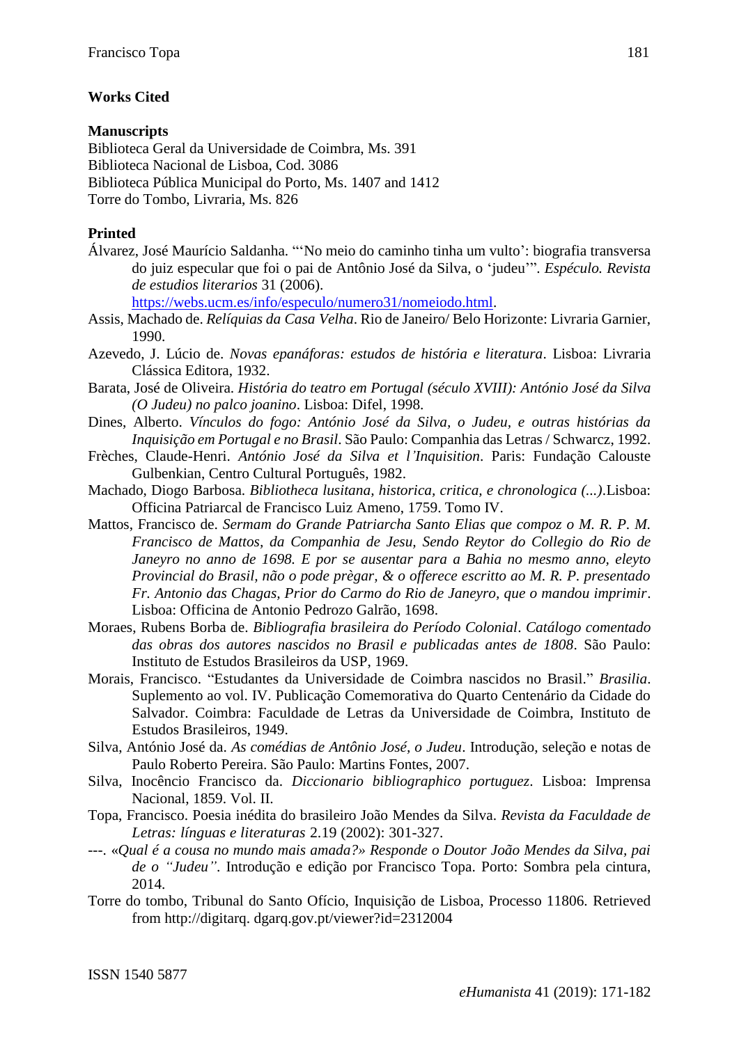## Works Cited

### Manuscripts

Biblioteca Geral da Universidade de Coimbra, Ms. 391
Biblioteca Nacional de Lisboa, Cod. 3086
Biblioteca Pública Municipal do Porto, Ms. 1407 and 1412
Torre do Tombo, Livraria, Ms. 826

### Printed

Álvarez, José Maurício Saldanha. "'No meio do caminho tinha um vulto': biografia transversa do juiz especular que foi o pai de Antônio José da Silva, o 'judeu'". *Espéculo. Revista de estudios literarios* 31 (2006). https://webs.ucm.es/info/especulo/numero31/nomeiodo.html.

Assis, Machado de. *Relíquias da Casa Velha*. Rio de Janeiro/ Belo Horizonte: Livraria Garnier, 1990.

Azevedo, J. Lúcio de. *Novas epanáforas: estudos de história e literatura*. Lisboa: Livraria Clássica Editora, 1932.

Barata, José de Oliveira. *História do teatro em Portugal (século XVIII): António José da Silva (O Judeu) no palco joanino*. Lisboa: Difel, 1998.

Dines, Alberto. *Vínculos do fogo: Antônio José da Silva, o Judeu, e outras histórias da Inquisição em Portugal e no Brasil*. São Paulo: Companhia das Letras / Schwarcz, 1992.

Frèches, Claude-Henri. *António José da Silva et l'Inquisition*. Paris: Fundação Calouste Gulbenkian, Centro Cultural Português, 1982.

Machado, Diogo Barbosa. *Bibliotheca lusitana, historica, critica, e chronologica (...)*.Lisboa: Officina Patriarcal de Francisco Luiz Ameno, 1759. Tomo IV.

Mattos, Francisco de. *Sermam do Grande Patriarcha Santo Elias que compoz o M. R. P. M. Francisco de Mattos, da Companhia de Jesu, Sendo Reytor do Collegio do Rio de Janeyro no anno de 1698. E por se ausentar para a Bahia no mesmo anno, eleyto Provincial do Brasil, não o pode prègar, & o offerece escritto ao M. R. P. presentado Fr. Antonio das Chagas, Prior do Carmo do Rio de Janeyro, que o mandou imprimir*. Lisboa: Officina de Antonio Pedrozo Galrão, 1698.

Moraes, Rubens Borba de. *Bibliografia brasileira do Período Colonial*. *Catálogo comentado das obras dos autores nascidos no Brasil e publicadas antes de 1808*. São Paulo: Instituto de Estudos Brasileiros da USP, 1969.

Morais, Francisco. "Estudantes da Universidade de Coimbra nascidos no Brasil." *Brasilia*. Suplemento ao vol. IV. Publicação Comemorativa do Quarto Centenário da Cidade do Salvador. Coimbra: Faculdade de Letras da Universidade de Coimbra, Instituto de Estudos Brasileiros, 1949.

Silva, António José da. *As comédias de Antônio José, o Judeu*. Introdução, seleção e notas de Paulo Roberto Pereira. São Paulo: Martins Fontes, 2007.

Silva, Inocêncio Francisco da. *Diccionario bibliographico portuguez*. Lisboa: Imprensa Nacional, 1859. Vol. II.

Topa, Francisco. Poesia inédita do brasileiro João Mendes da Silva. *Revista da Faculdade de Letras: línguas e literaturas* 2.19 (2002): 301-327.

---. *«Qual é a cousa no mundo mais amada?» Responde o Doutor João Mendes da Silva, pai de o "Judeu"*. Introdução e edição por Francisco Topa. Porto: Sombra pela cintura, 2014.

Torre do tombo, Tribunal do Santo Ofício, Inquisição de Lisboa, Processo 11806. Retrieved from http://digitarq. dgarq.gov.pt/viewer?id=2312004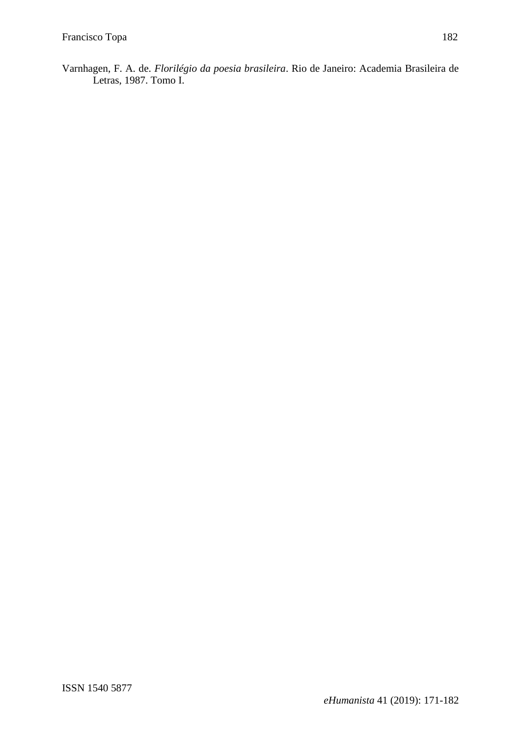Varnhagen, F. A. de. *Florilégio da poesia brasileira*. Rio de Janeiro: Academia Brasileira de Letras, 1987. Tomo I.